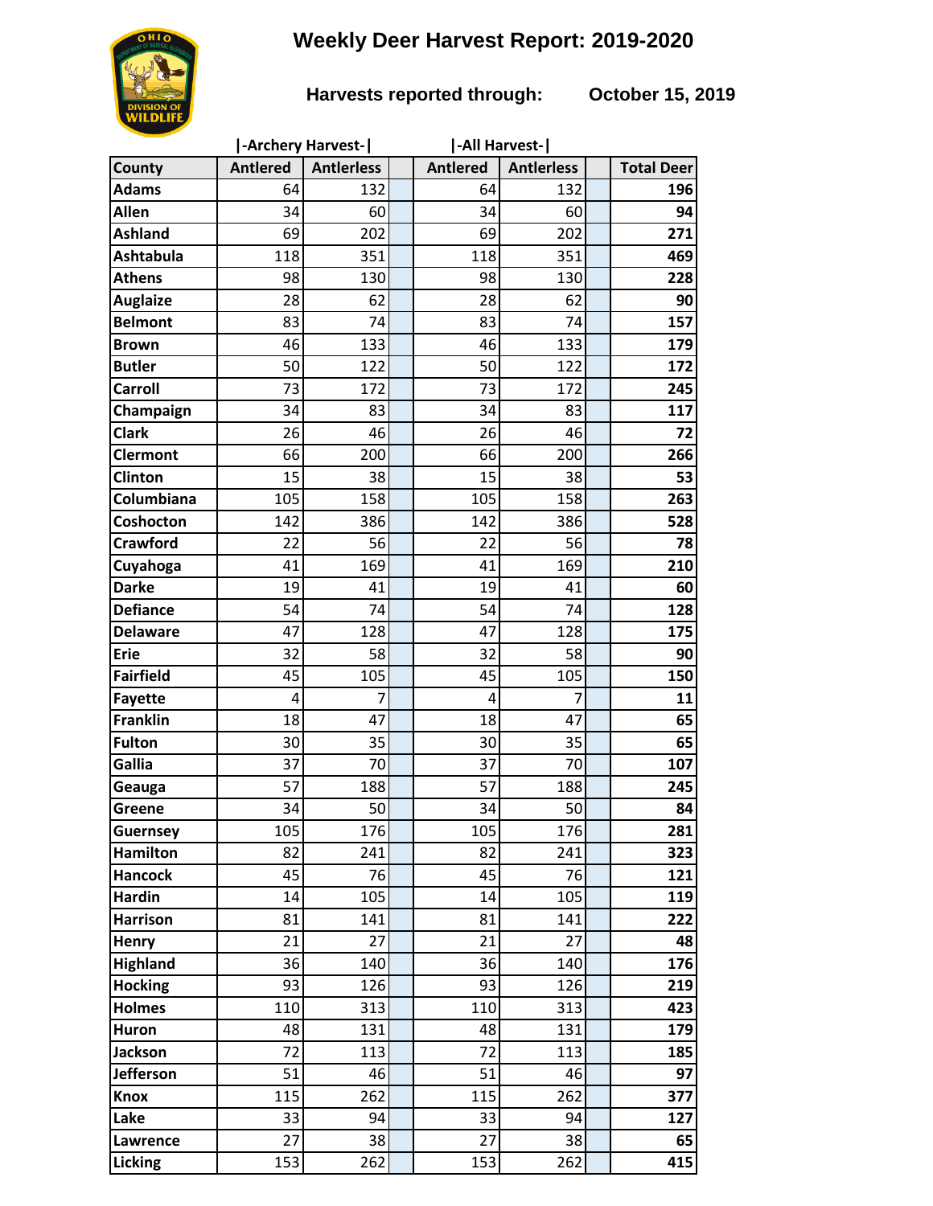# Weekly Deer Harvest Report: 2019-2020

**Harvests reported through: October 15, 2019**

| | \|-Archery Harvest-\| | | | \|-All Harvest-\| | | | |
|---|---|---|---|---|---|---|---|
| **County** | **Antlered** | **Antlerless** | | **Antlered** | **Antlerless** | | **Total Deer** |
| **Adams** | 64 | 132 | | 64 | 132 | | **196** |
| **Allen** | 34 | 60 | | 34 | 60 | | **94** |
| **Ashland** | 69 | 202 | | 69 | 202 | | **271** |
| **Ashtabula** | 118 | 351 | | 118 | 351 | | **469** |
| **Athens** | 98 | 130 | | 98 | 130 | | **228** |
| **Auglaize** | 28 | 62 | | 28 | 62 | | **90** |
| **Belmont** | 83 | 74 | | 83 | 74 | | **157** |
| **Brown** | 46 | 133 | | 46 | 133 | | **179** |
| **Butler** | 50 | 122 | | 50 | 122 | | **172** |
| **Carroll** | 73 | 172 | | 73 | 172 | | **245** |
| **Champaign** | 34 | 83 | | 34 | 83 | | **117** |
| **Clark** | 26 | 46 | | 26 | 46 | | **72** |
| **Clermont** | 66 | 200 | | 66 | 200 | | **266** |
| **Clinton** | 15 | 38 | | 15 | 38 | | **53** |
| **Columbiana** | 105 | 158 | | 105 | 158 | | **263** |
| **Coshocton** | 142 | 386 | | 142 | 386 | | **528** |
| **Crawford** | 22 | 56 | | 22 | 56 | | **78** |
| **Cuyahoga** | 41 | 169 | | 41 | 169 | | **210** |
| **Darke** | 19 | 41 | | 19 | 41 | | **60** |
| **Defiance** | 54 | 74 | | 54 | 74 | | **128** |
| **Delaware** | 47 | 128 | | 47 | 128 | | **175** |
| **Erie** | 32 | 58 | | 32 | 58 | | **90** |
| **Fairfield** | 45 | 105 | | 45 | 105 | | **150** |
| **Fayette** | 4 | 7 | | 4 | 7 | | **11** |
| **Franklin** | 18 | 47 | | 18 | 47 | | **65** |
| **Fulton** | 30 | 35 | | 30 | 35 | | **65** |
| **Gallia** | 37 | 70 | | 37 | 70 | | **107** |
| **Geauga** | 57 | 188 | | 57 | 188 | | **245** |
| **Greene** | 34 | 50 | | 34 | 50 | | **84** |
| **Guernsey** | 105 | 176 | | 105 | 176 | | **281** |
| **Hamilton** | 82 | 241 | | 82 | 241 | | **323** |
| **Hancock** | 45 | 76 | | 45 | 76 | | **121** |
| **Hardin** | 14 | 105 | | 14 | 105 | | **119** |
| **Harrison** | 81 | 141 | | 81 | 141 | | **222** |
| **Henry** | 21 | 27 | | 21 | 27 | | **48** |
| **Highland** | 36 | 140 | | 36 | 140 | | **176** |
| **Hocking** | 93 | 126 | | 93 | 126 | | **219** |
| **Holmes** | 110 | 313 | | 110 | 313 | | **423** |
| **Huron** | 48 | 131 | | 48 | 131 | | **179** |
| **Jackson** | 72 | 113 | | 72 | 113 | | **185** |
| **Jefferson** | 51 | 46 | | 51 | 46 | | **97** |
| **Knox** | 115 | 262 | | 115 | 262 | | **377** |
| **Lake** | 33 | 94 | | 33 | 94 | | **127** |
| **Lawrence** | 27 | 38 | | 27 | 38 | | **65** |
| **Licking** | 153 | 262 | | 153 | 262 | | **415** |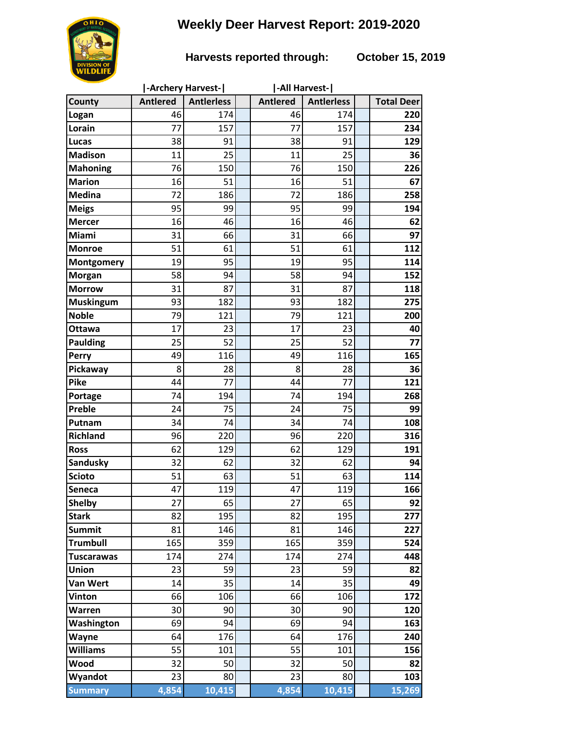# Weekly Deer Harvest Report: 2019-2020

**Harvests reported through: October 15, 2019**

| County | Archery Harvest - Antlered | Archery Harvest - Antlerless | | All Harvest - Antlered | All Harvest - Antlerless | | Total Deer |
|---|---|---|---|---|---|---|---|
| Logan | 46 | 174 | | 46 | 174 | | 220 |
| Lorain | 77 | 157 | | 77 | 157 | | 234 |
| Lucas | 38 | 91 | | 38 | 91 | | 129 |
| Madison | 11 | 25 | | 11 | 25 | | 36 |
| Mahoning | 76 | 150 | | 76 | 150 | | 226 |
| Marion | 16 | 51 | | 16 | 51 | | 67 |
| Medina | 72 | 186 | | 72 | 186 | | 258 |
| Meigs | 95 | 99 | | 95 | 99 | | 194 |
| Mercer | 16 | 46 | | 16 | 46 | | 62 |
| Miami | 31 | 66 | | 31 | 66 | | 97 |
| Monroe | 51 | 61 | | 51 | 61 | | 112 |
| Montgomery | 19 | 95 | | 19 | 95 | | 114 |
| Morgan | 58 | 94 | | 58 | 94 | | 152 |
| Morrow | 31 | 87 | | 31 | 87 | | 118 |
| Muskingum | 93 | 182 | | 93 | 182 | | 275 |
| Noble | 79 | 121 | | 79 | 121 | | 200 |
| Ottawa | 17 | 23 | | 17 | 23 | | 40 |
| Paulding | 25 | 52 | | 25 | 52 | | 77 |
| Perry | 49 | 116 | | 49 | 116 | | 165 |
| Pickaway | 8 | 28 | | 8 | 28 | | 36 |
| Pike | 44 | 77 | | 44 | 77 | | 121 |
| Portage | 74 | 194 | | 74 | 194 | | 268 |
| Preble | 24 | 75 | | 24 | 75 | | 99 |
| Putnam | 34 | 74 | | 34 | 74 | | 108 |
| Richland | 96 | 220 | | 96 | 220 | | 316 |
| Ross | 62 | 129 | | 62 | 129 | | 191 |
| Sandusky | 32 | 62 | | 32 | 62 | | 94 |
| Scioto | 51 | 63 | | 51 | 63 | | 114 |
| Seneca | 47 | 119 | | 47 | 119 | | 166 |
| Shelby | 27 | 65 | | 27 | 65 | | 92 |
| Stark | 82 | 195 | | 82 | 195 | | 277 |
| Summit | 81 | 146 | | 81 | 146 | | 227 |
| Trumbull | 165 | 359 | | 165 | 359 | | 524 |
| Tuscarawas | 174 | 274 | | 174 | 274 | | 448 |
| Union | 23 | 59 | | 23 | 59 | | 82 |
| Van Wert | 14 | 35 | | 14 | 35 | | 49 |
| Vinton | 66 | 106 | | 66 | 106 | | 172 |
| Warren | 30 | 90 | | 30 | 90 | | 120 |
| Washington | 69 | 94 | | 69 | 94 | | 163 |
| Wayne | 64 | 176 | | 64 | 176 | | 240 |
| Williams | 55 | 101 | | 55 | 101 | | 156 |
| Wood | 32 | 50 | | 32 | 50 | | 82 |
| Wyandot | 23 | 80 | | 23 | 80 | | 103 |
| **Summary** | **4,854** | **10,415** | | **4,854** | **10,415** | | **15,269** |